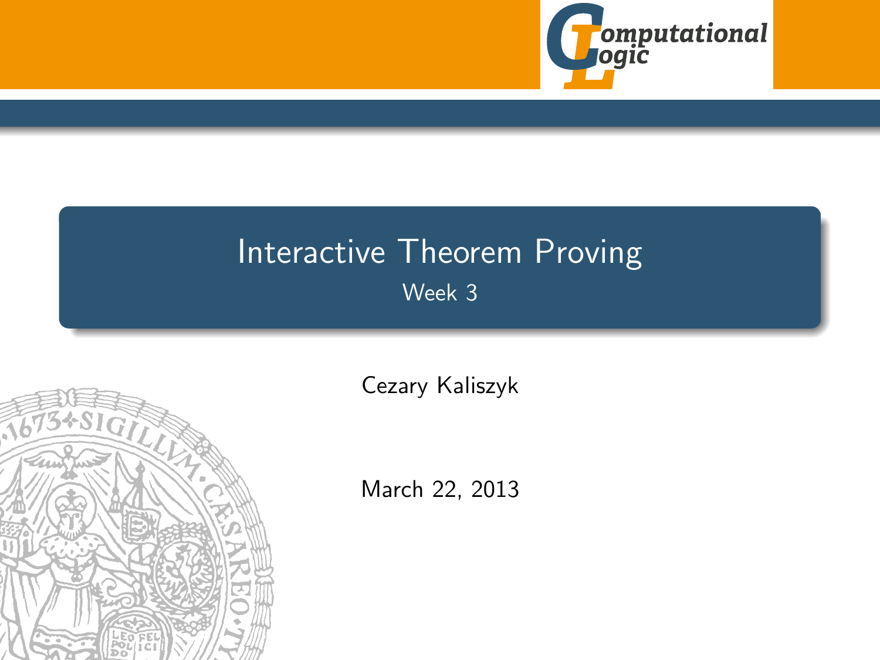# Interactive Theorem Proving

Week 3

Cezary Kaliszyk

March 22, 2013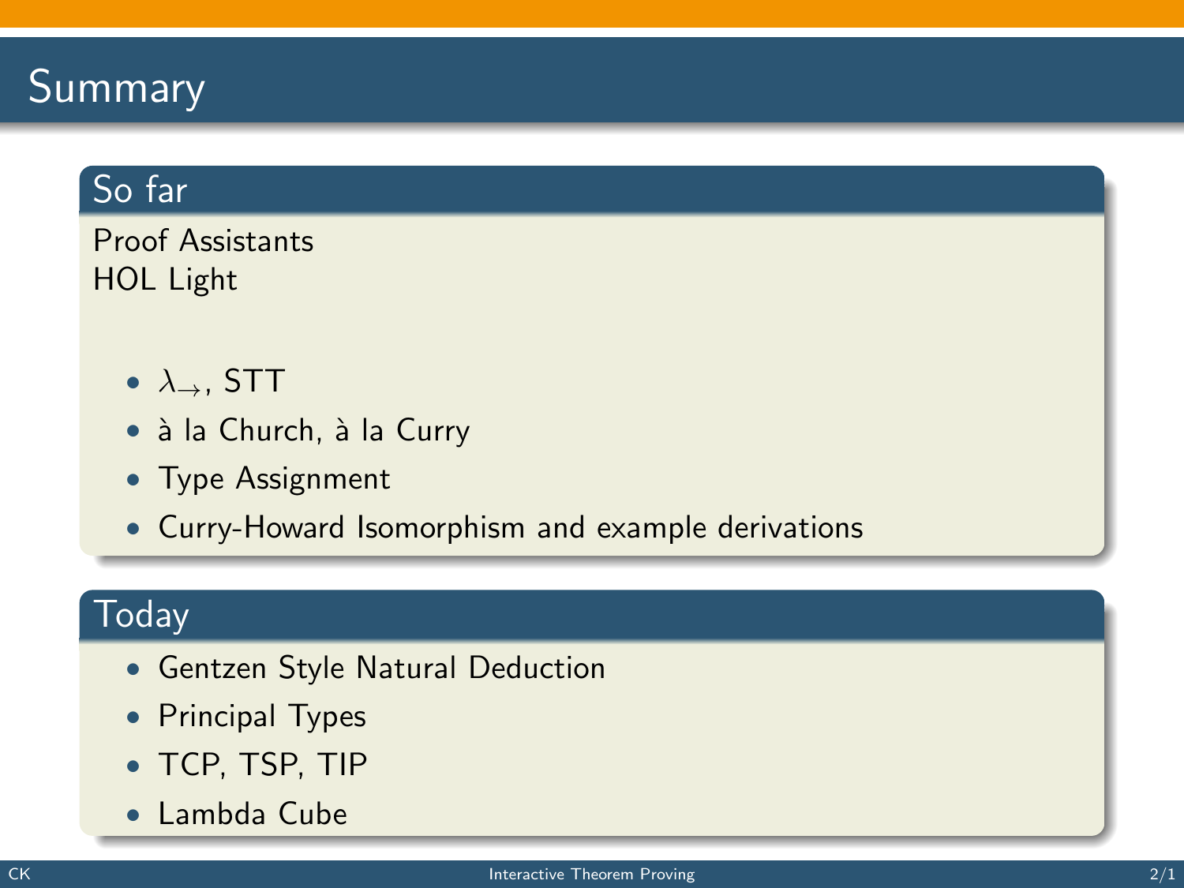# Summary

## So far

Proof Assistants
HOL Light

- $\lambda_{\rightarrow}$, STT
- à la Church, à la Curry
- Type Assignment
- Curry-Howard Isomorphism and example derivations

## Today

- Gentzen Style Natural Deduction
- Principal Types
- TCP, TSP, TIP
- Lambda Cube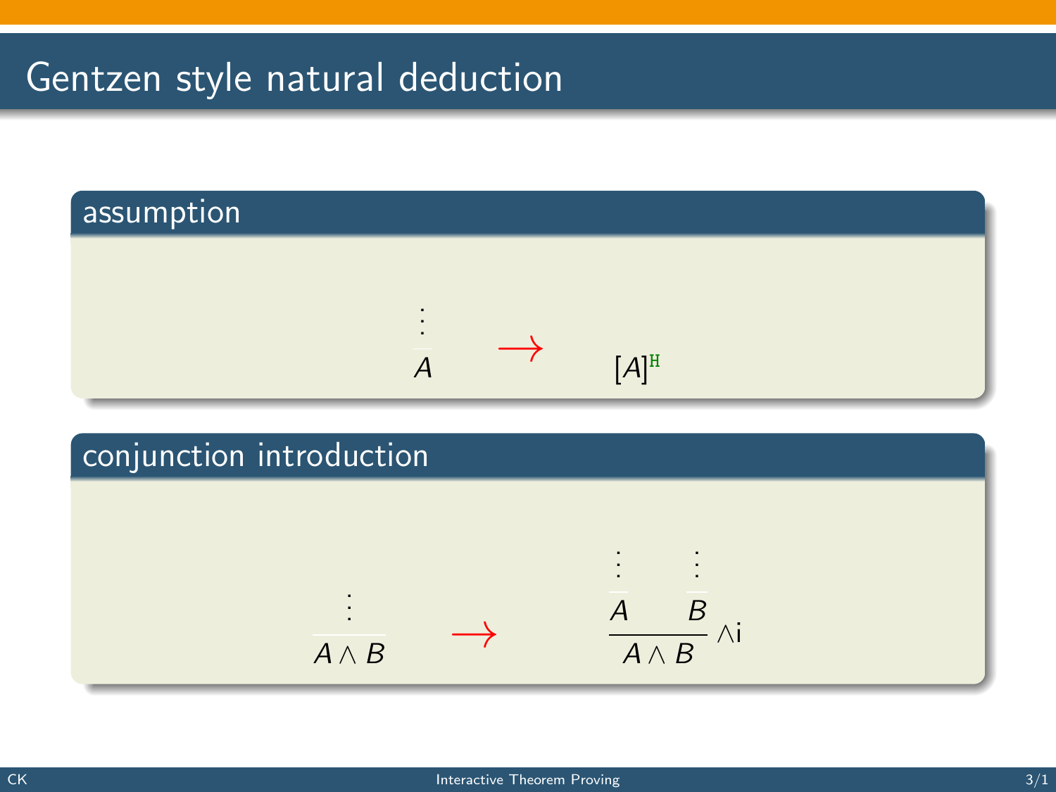# Gentzen style natural deduction

## assumption

$$\frac{\vdots}{A} \quad \rightarrow \quad [A]^{\mathtt{H}}$$

## conjunction introduction

$$\frac{\vdots}{A \wedge B} \quad \rightarrow \quad \dfrac{\dfrac{\vdots}{A} \qquad \dfrac{\vdots}{B}}{A \wedge B} \wedge\mathrm{i}$$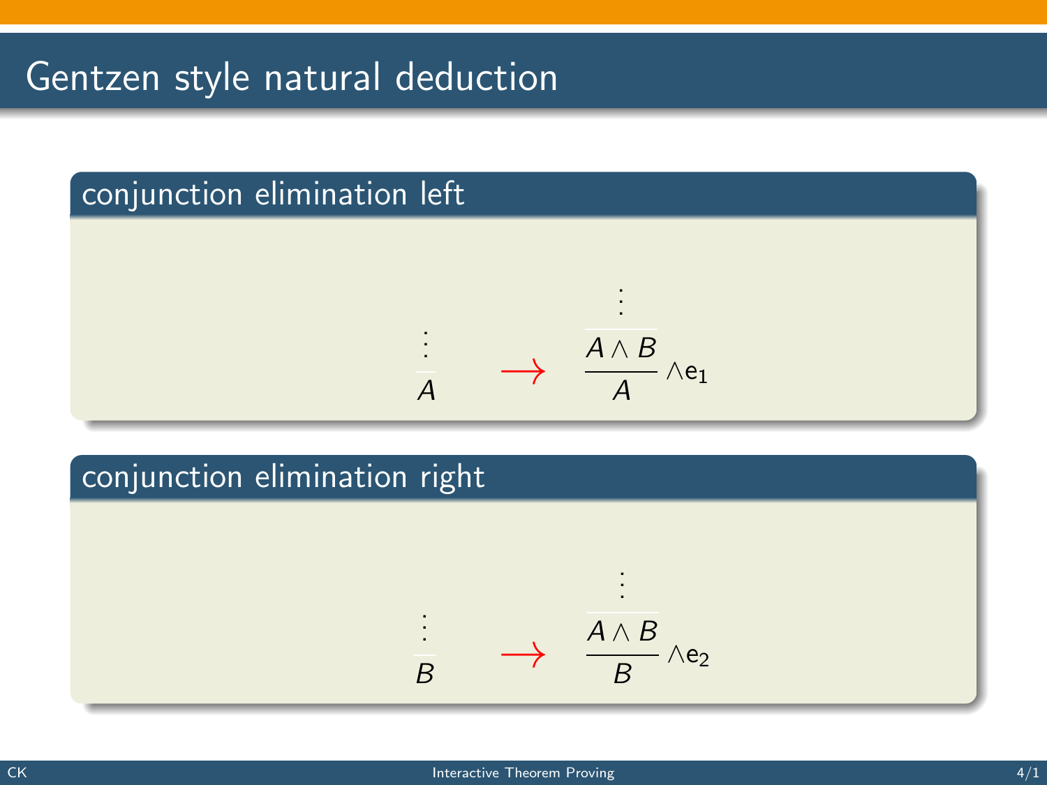# Gentzen style natural deduction

## conjunction elimination left

$$
\begin{array}{c} \vdots \\ \hline A \end{array} \quad \color{red}{\longrightarrow} \quad \dfrac{\begin{array}{c} \vdots \\ \hline A \wedge B \end{array}}{A} \wedge\mathsf{e}_1
$$

## conjunction elimination right

$$
\begin{array}{c} \vdots \\ \hline B \end{array} \quad \color{red}{\longrightarrow} \quad \dfrac{\begin{array}{c} \vdots \\ \hline A \wedge B \end{array}}{B} \wedge\mathsf{e}_2
$$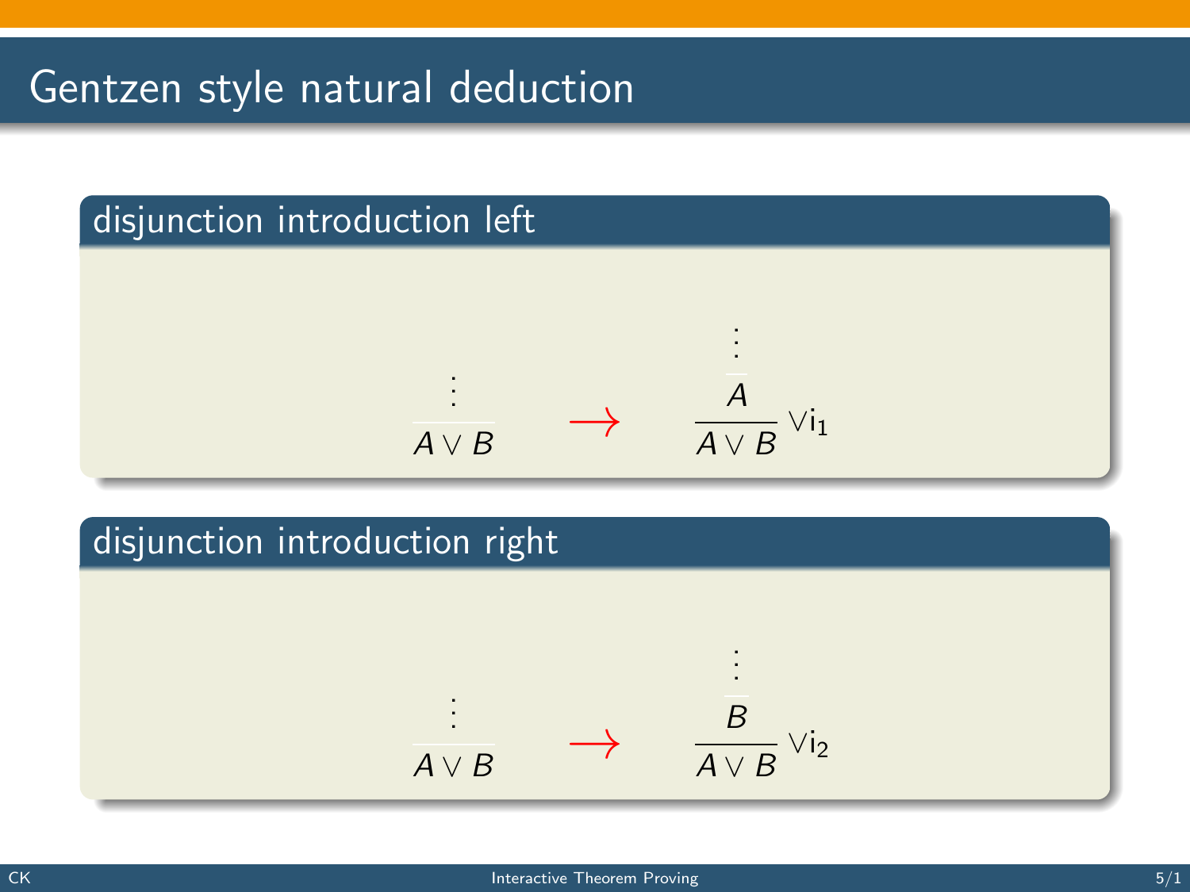# Gentzen style natural deduction

## disjunction introduction left

$$\dfrac{\vdots}{A \vee B} \quad \rightarrow \quad \dfrac{\dfrac{\vdots}{A}}{A \vee B}\,\vee i_1$$

## disjunction introduction right

$$\dfrac{\vdots}{A \vee B} \quad \rightarrow \quad \dfrac{\dfrac{\vdots}{B}}{A \vee B}\,\vee i_2$$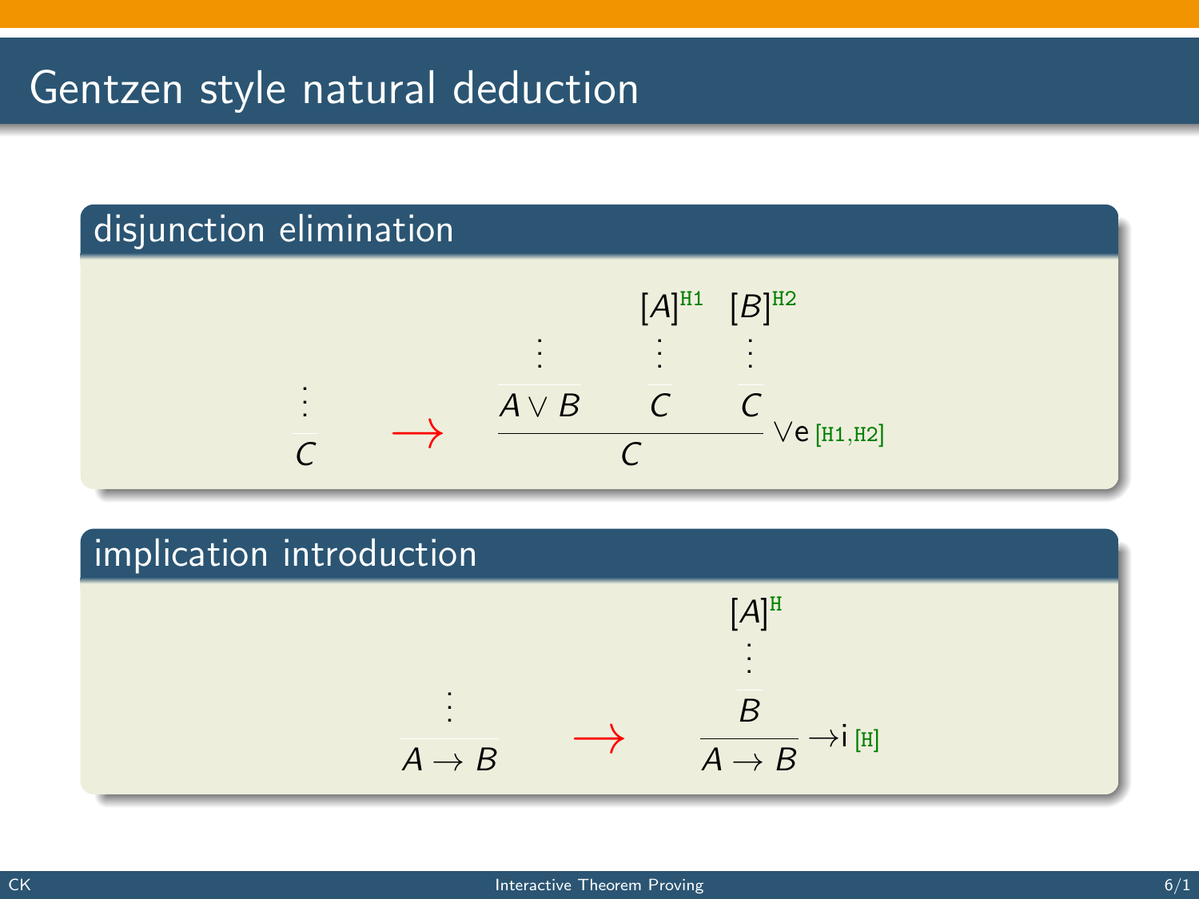# Gentzen style natural deduction

## disjunction elimination

$$
\frac{\vdots}{C} \quad \color{red}{\longrightarrow} \quad \dfrac{\dfrac{\vdots}{A \vee B} \qquad \dfrac{\begin{matrix}[A]^{\mathtt{H1}} \\ \vdots\end{matrix}}{C} \qquad \dfrac{\begin{matrix}[B]^{\mathtt{H2}} \\ \vdots\end{matrix}}{C}}{C} \vee\mathsf{e}\ [\mathtt{H1},\mathtt{H2}]
$$

## implication introduction

$$
\frac{\vdots}{A \to B} \quad \color{red}{\longrightarrow} \quad \dfrac{\dfrac{\begin{matrix}[A]^{\mathtt{H}} \\ \vdots\end{matrix}}{B}}{A \to B} \to\mathsf{i}\ [\mathtt{H}]
$$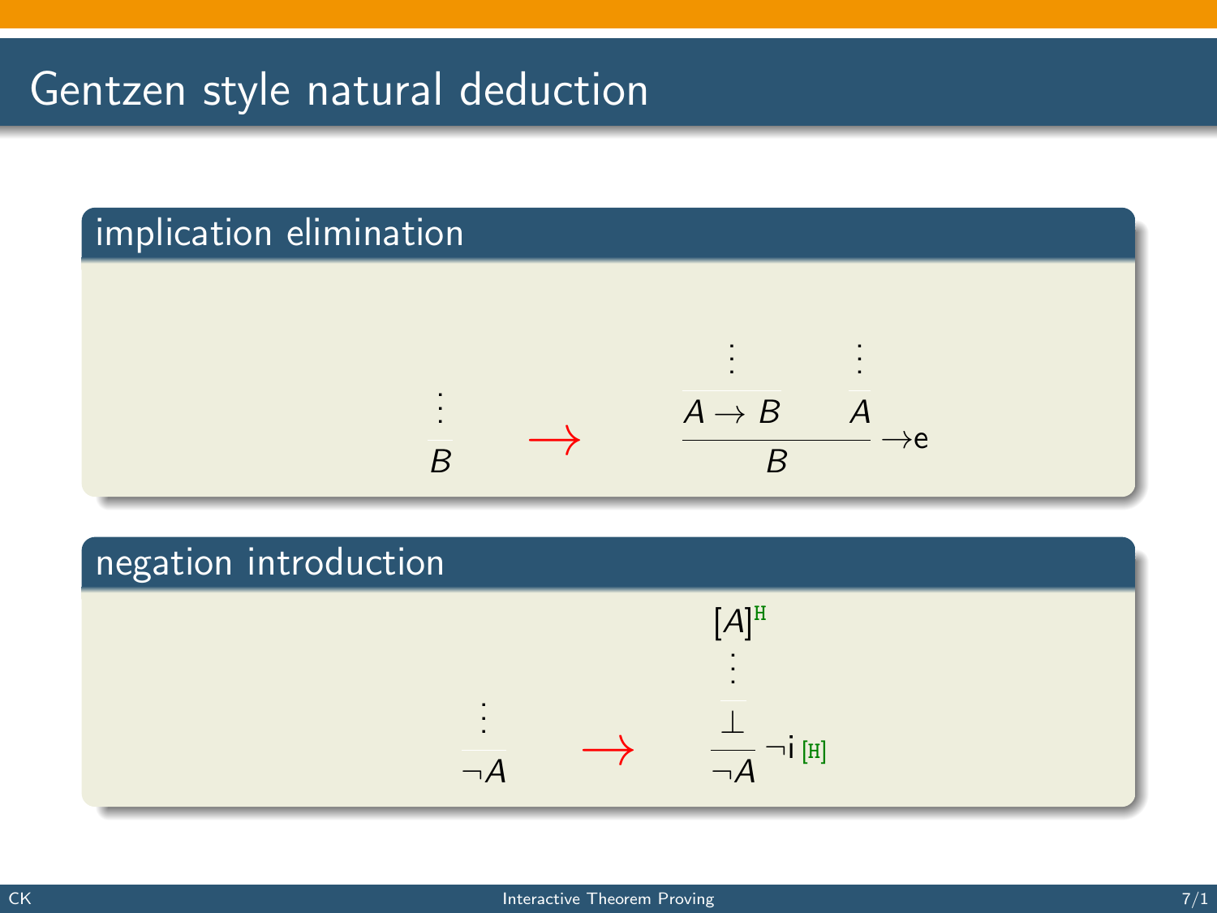# Gentzen style natural deduction

## implication elimination

$$\begin{array}{c} \vdots \\ \hline B \end{array} \quad \rightarrow \quad \dfrac{\begin{array}{c} \vdots \\ \hline A \to B \end{array} \qquad \begin{array}{c} \vdots \\ \hline A \end{array}}{B} \to\!\text{e}$$

## negation introduction

$$\begin{array}{c} \vdots \\ \hline \neg A \end{array} \quad \rightarrow \quad \dfrac{\begin{array}{c} [A]^{\text{H}} \\ \vdots \\ \hline \bot \end{array}}{\neg A} \neg\text{i}\ [\text{H}]$$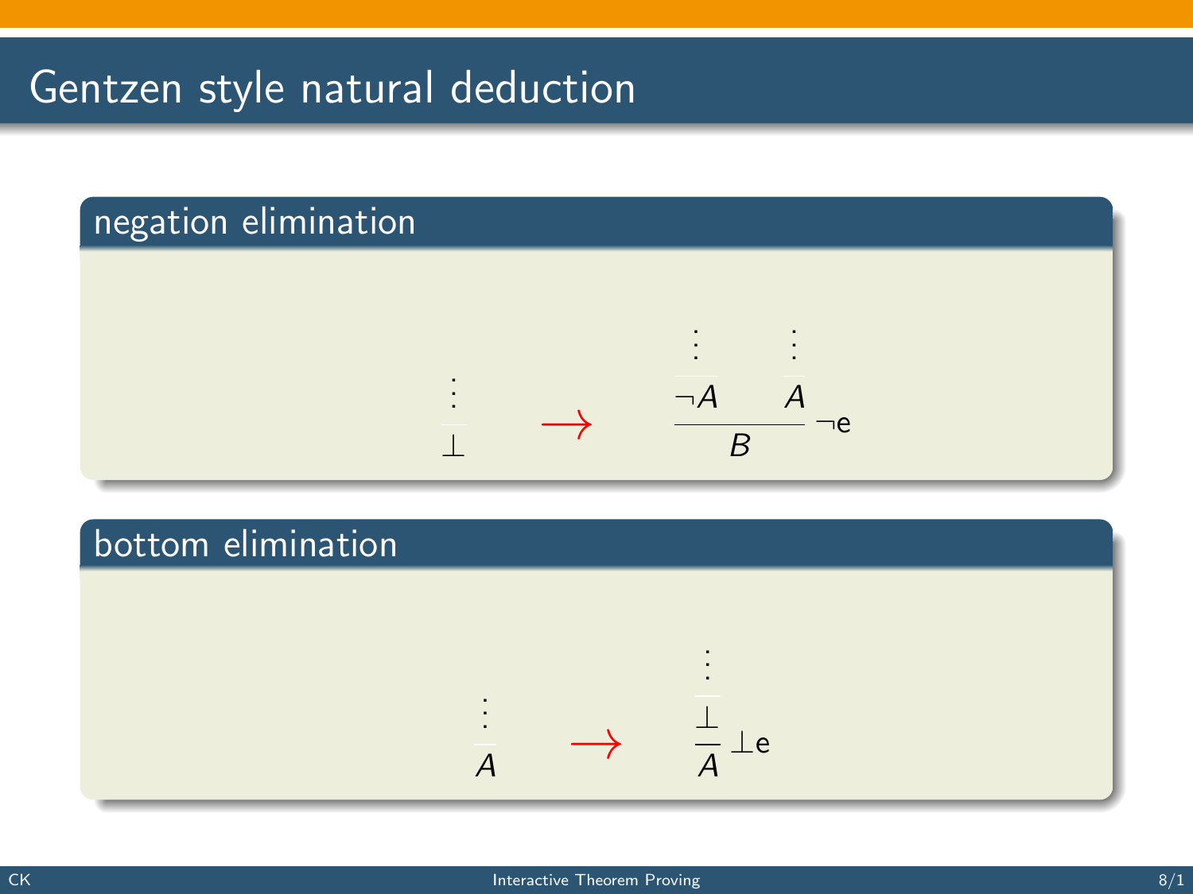# Gentzen style natural deduction

## negation elimination

$$
\begin{array}{c} \vdots \\ \hline \bot \end{array}
\quad \longrightarrow \quad
\dfrac{\begin{array}{c} \vdots \\ \hline \neg A \end{array} \qquad \begin{array}{c} \vdots \\ \hline A \end{array}}{B}\ \neg\text{e}
$$

## bottom elimination

$$
\begin{array}{c} \vdots \\ \hline A \end{array}
\quad \longrightarrow \quad
\dfrac{\begin{array}{c} \vdots \\ \hline \bot \end{array}}{A}\ \bot\text{e}
$$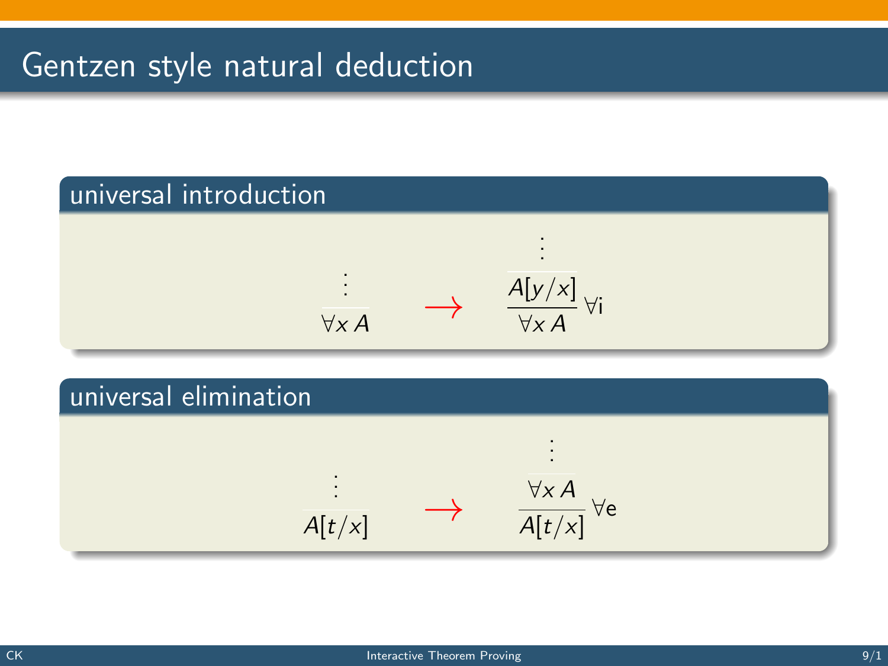# Gentzen style natural deduction

## universal introduction

$$\frac{\vdots}{\forall x\, A} \quad \longrightarrow \quad \cfrac{\cfrac{\vdots}{A[y/x]}}{\forall x\, A}\ \forall\mathsf{i}$$

## universal elimination

$$\frac{\vdots}{A[t/x]} \quad \longrightarrow \quad \cfrac{\cfrac{\vdots}{\forall x\, A}}{A[t/x]}\ \forall\mathsf{e}$$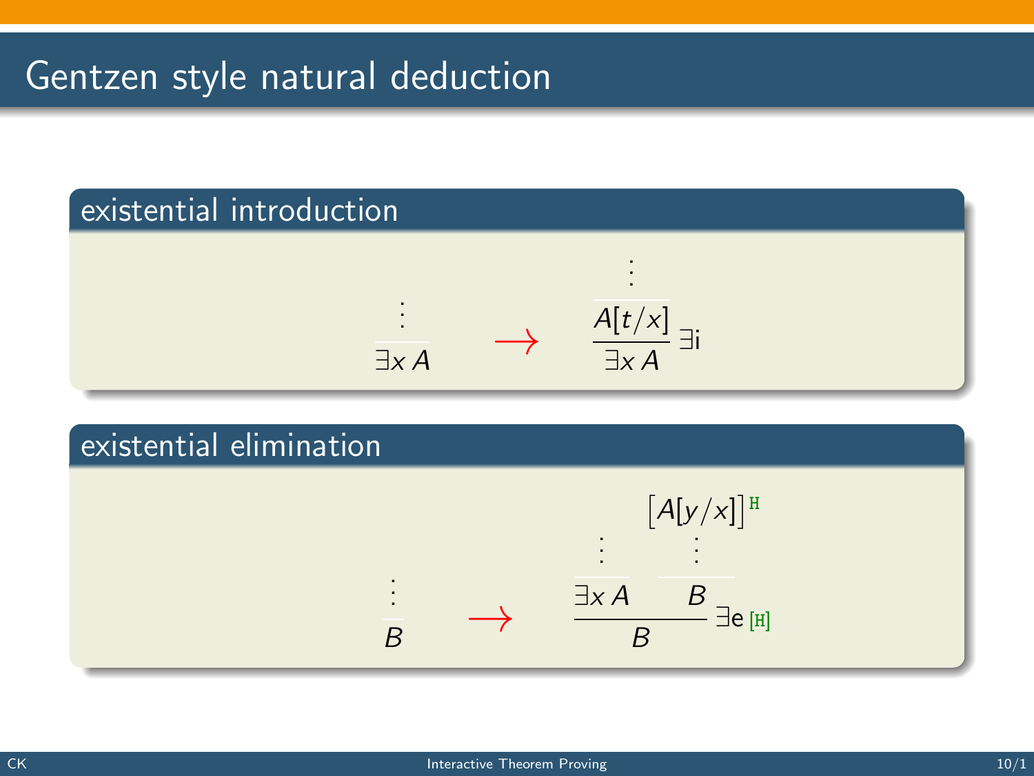# Gentzen style natural deduction

## existential introduction

$$
\dfrac{\vdots}{\exists x\, A} \quad \longrightarrow \quad \dfrac{\dfrac{\vdots}{A[t/x]}}{\exists x\, A}\,\exists\mathsf{i}
$$

## existential elimination

$$
\dfrac{\vdots}{B} \quad \longrightarrow \quad \dfrac{\dfrac{\vdots}{\exists x\, A} \qquad \dfrac{\begin{array}{c}[A[y/x]]^{\mathtt{H}} \\ \vdots\end{array}}{B}}{B}\,\exists\mathsf{e}\,[\mathtt{H}]
$$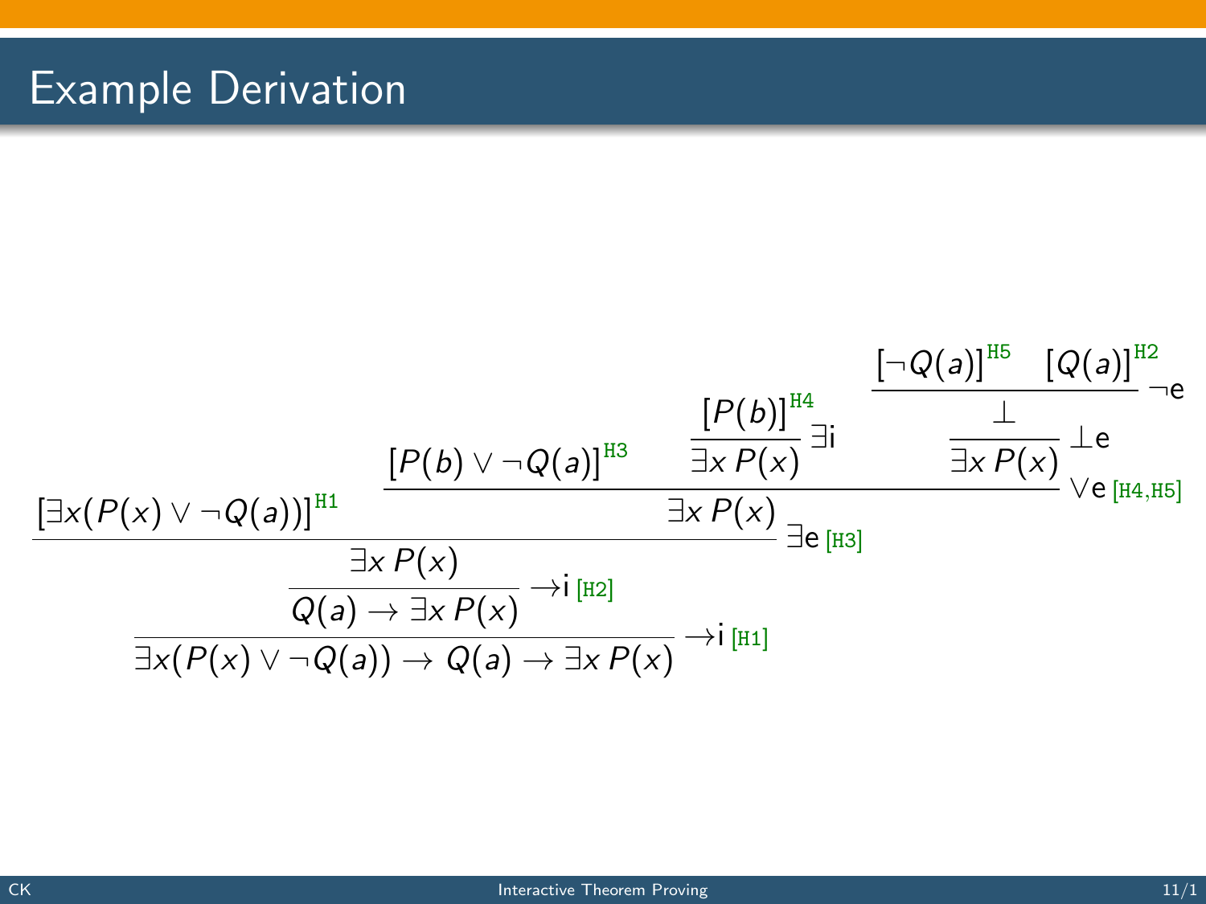# Example Derivation

$$
\dfrac{[\exists x(P(x) \lor \neg Q(a))]^{\texttt{H1}} \qquad \dfrac{[P(b) \lor \neg Q(a)]^{\texttt{H3}} \qquad \dfrac{[P(b)]^{\texttt{H4}}}{\exists x\, P(x)}\,\exists\mathrm{i} \qquad \dfrac{\dfrac{[\neg Q(a)]^{\texttt{H5}} \quad [Q(a)]^{\texttt{H2}}}{\bot}\,\neg\mathrm{e}}{\exists x\, P(x)}\,\bot\mathrm{e}}{\exists x\, P(x)}\,\lor\mathrm{e}\ [\texttt{H4,H5}]}{\dfrac{\dfrac{\exists x\, P(x)}{Q(a) \to \exists x\, P(x)}\,\to\mathrm{i}\ [\texttt{H2}]}{\exists x(P(x) \lor \neg Q(a)) \to Q(a) \to \exists x\, P(x)}\,\to\mathrm{i}\ [\texttt{H1}]}\,\exists\mathrm{e}\ [\texttt{H3}]
$$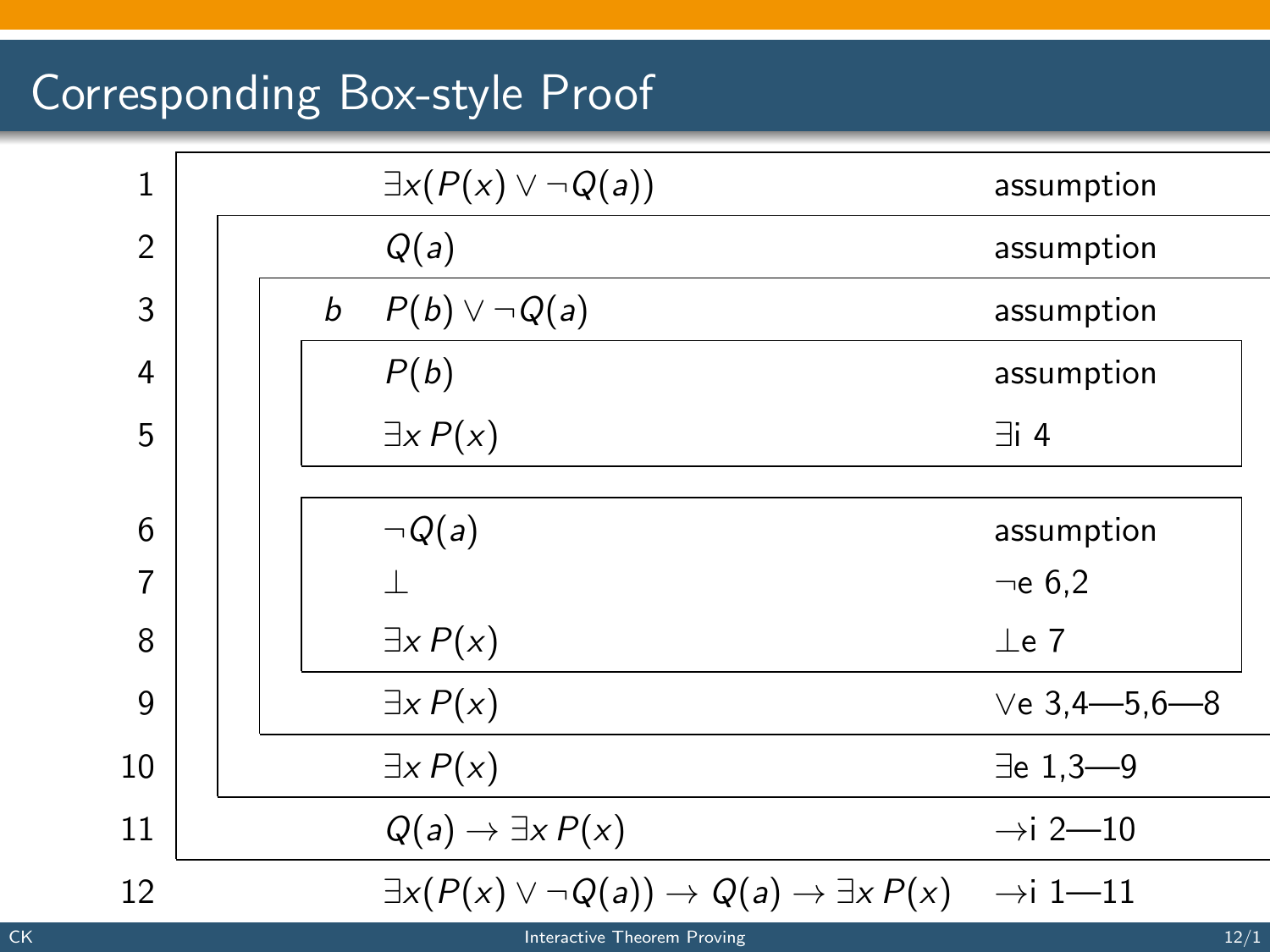# Corresponding Box-style Proof

| Line | | Formula | Justification |
|---|---|---|---|
| 1 | | $\exists x (P(x) \lor \neg Q(a))$ | assumption |
| 2 | | $Q(a)$ | assumption |
| 3 | $b$ | $P(b) \lor \neg Q(a)$ | assumption |
| 4 | | $P(b)$ | assumption |
| 5 | | $\exists x\, P(x)$ | $\exists$i 4 |
| 6 | | $\neg Q(a)$ | assumption |
| 7 | | $\bot$ | $\neg$e 6,2 |
| 8 | | $\exists x\, P(x)$ | $\bot$e 7 |
| 9 | | $\exists x\, P(x)$ | $\lor$e 3,4—5,6—8 |
| 10 | | $\exists x\, P(x)$ | $\exists$e 1,3—9 |
| 11 | | $Q(a) \to \exists x\, P(x)$ | $\to$i 2—10 |
| 12 | | $\exists x (P(x) \lor \neg Q(a)) \to Q(a) \to \exists x\, P(x)$ | $\to$i 1—11 |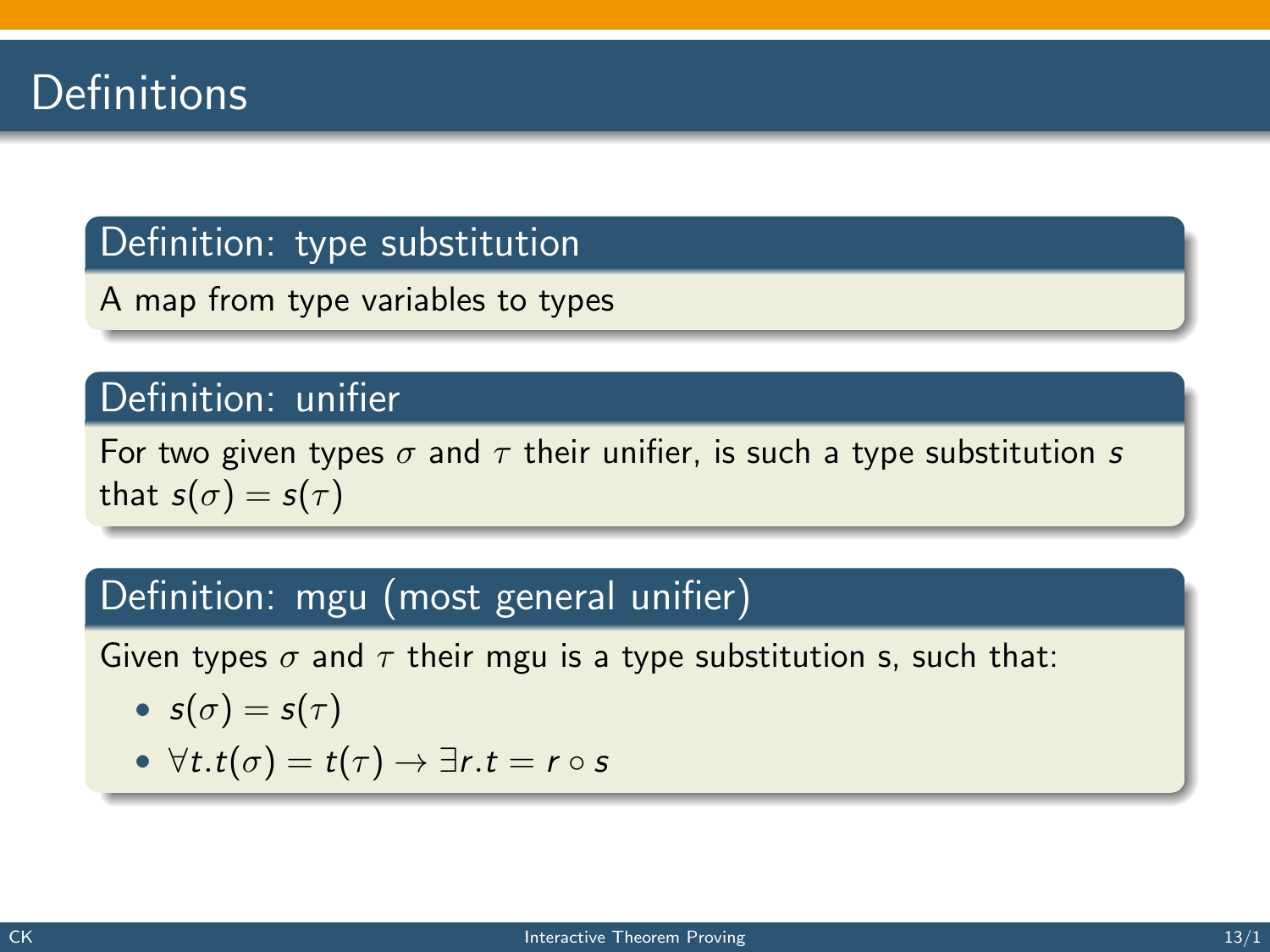# Definitions

### Definition: type substitution

A map from type variables to types

### Definition: unifier

For two given types $\sigma$ and $\tau$ their unifier, is such a type substitution $s$ that $s(\sigma) = s(\tau)$

### Definition: mgu (most general unifier)

Given types $\sigma$ and $\tau$ their mgu is a type substitution s, such that:

- $s(\sigma) = s(\tau)$
- $\forall t.t(\sigma) = t(\tau) \rightarrow \exists r.t = r \circ s$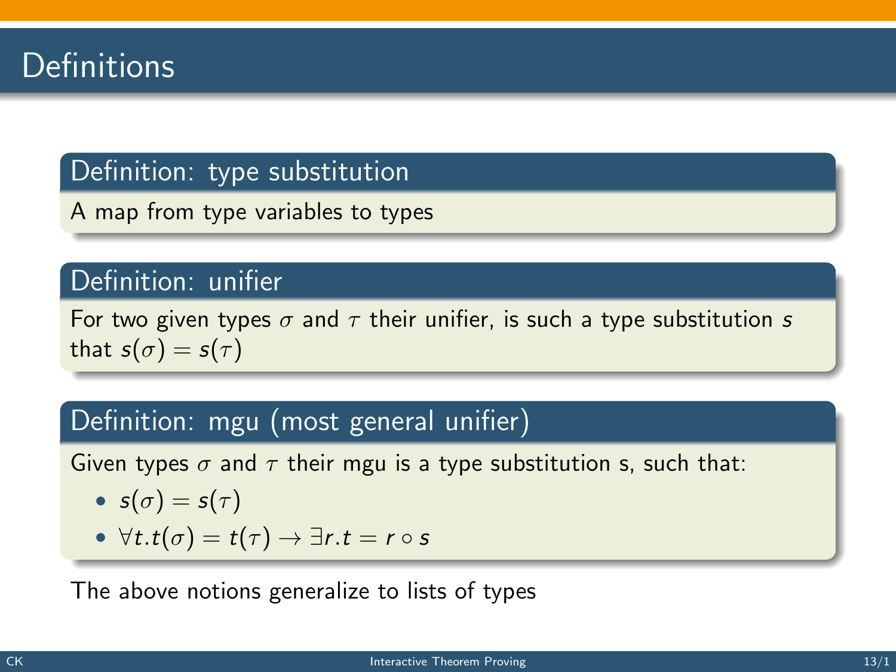# Definitions

### Definition: type substitution

A map from type variables to types

### Definition: unifier

For two given types $\sigma$ and $\tau$ their unifier, is such a type substitution $s$ that $s(\sigma) = s(\tau)$

### Definition: mgu (most general unifier)

Given types $\sigma$ and $\tau$ their mgu is a type substitution s, such that:

- $s(\sigma) = s(\tau)$
- $\forall t. t(\sigma) = t(\tau) \rightarrow \exists r. t = r \circ s$

The above notions generalize to lists of types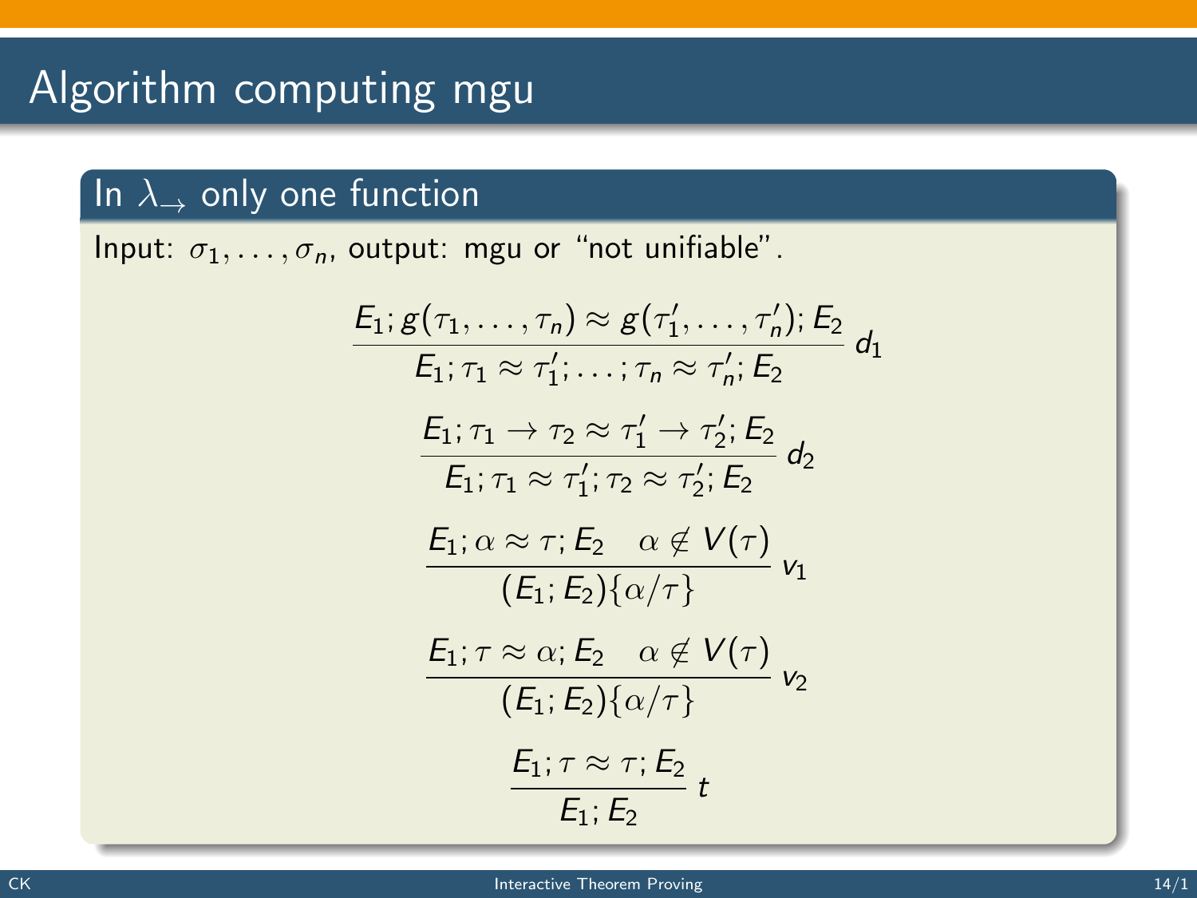# Algorithm computing mgu

## In $\lambda_\rightarrow$ only one function

Input: $\sigma_1, \ldots, \sigma_n$, output: mgu or "not unifiable".

$$\frac{E_1; g(\tau_1, \ldots, \tau_n) \approx g(\tau_1', \ldots, \tau_n'); E_2}{E_1; \tau_1 \approx \tau_1'; \ldots; \tau_n \approx \tau_n'; E_2}\ d_1$$

$$\frac{E_1; \tau_1 \rightarrow \tau_2 \approx \tau_1' \rightarrow \tau_2'; E_2}{E_1; \tau_1 \approx \tau_1'; \tau_2 \approx \tau_2'; E_2}\ d_2$$

$$\frac{E_1; \alpha \approx \tau; E_2 \quad \alpha \notin V(\tau)}{(E_1; E_2)\{\alpha/\tau\}}\ v_1$$

$$\frac{E_1; \tau \approx \alpha; E_2 \quad \alpha \notin V(\tau)}{(E_1; E_2)\{\alpha/\tau\}}\ v_2$$

$$\frac{E_1; \tau \approx \tau; E_2}{E_1; E_2}\ t$$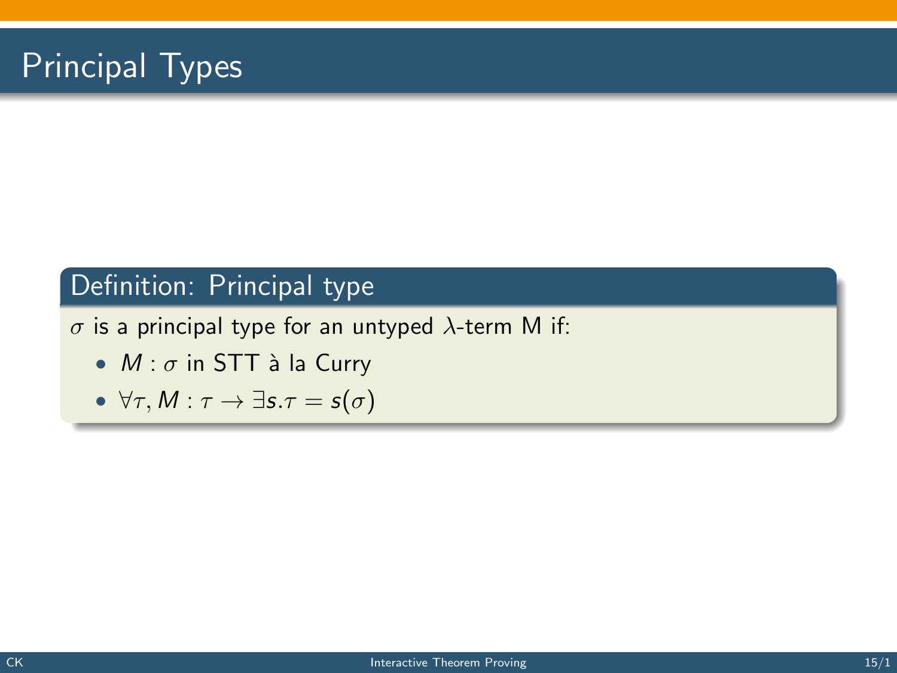# Principal Types

**Definition: Principal type**

$\sigma$ is a principal type for an untyped $\lambda$-term M if:

- $M : \sigma$ in STT à la Curry
- $\forall \tau, M : \tau \rightarrow \exists s . \tau = s(\sigma)$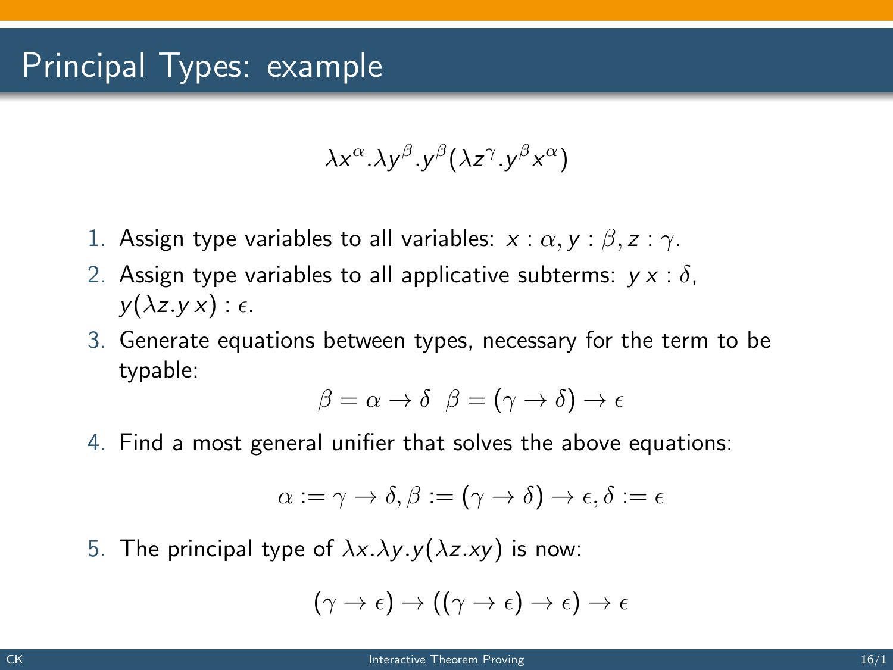# Principal Types: example

$$\lambda x^{\alpha}.\lambda y^{\beta}.y^{\beta}(\lambda z^{\gamma}.y^{\beta}x^{\alpha})$$

1. Assign type variables to all variables: $x : \alpha, y : \beta, z : \gamma$.
2. Assign type variables to all applicative subterms: $y\,x : \delta$, $y(\lambda z.y\,x) : \epsilon$.
3. Generate equations between types, necessary for the term to be typable:

$$\beta = \alpha \to \delta \quad \beta = (\gamma \to \delta) \to \epsilon$$

4. Find a most general unifier that solves the above equations:

$$\alpha := \gamma \to \delta, \beta := (\gamma \to \delta) \to \epsilon, \delta := \epsilon$$

5. The principal type of $\lambda x.\lambda y.y(\lambda z.xy)$ is now:

$$(\gamma \to \epsilon) \to ((\gamma \to \epsilon) \to \epsilon) \to \epsilon$$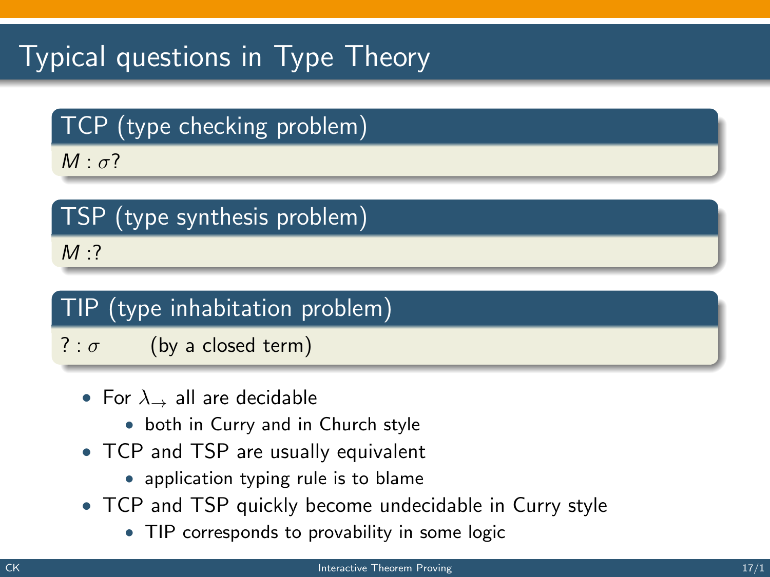# Typical questions in Type Theory

### TCP (type checking problem)

$M : \sigma$?

### TSP (type synthesis problem)

$M :?$

### TIP (type inhabitation problem)

$? : \sigma$ (by a closed term)

- For $\lambda_{\rightarrow}$ all are decidable
  - both in Curry and in Church style
- TCP and TSP are usually equivalent
  - application typing rule is to blame
- TCP and TSP quickly become undecidable in Curry style
  - TIP corresponds to provability in some logic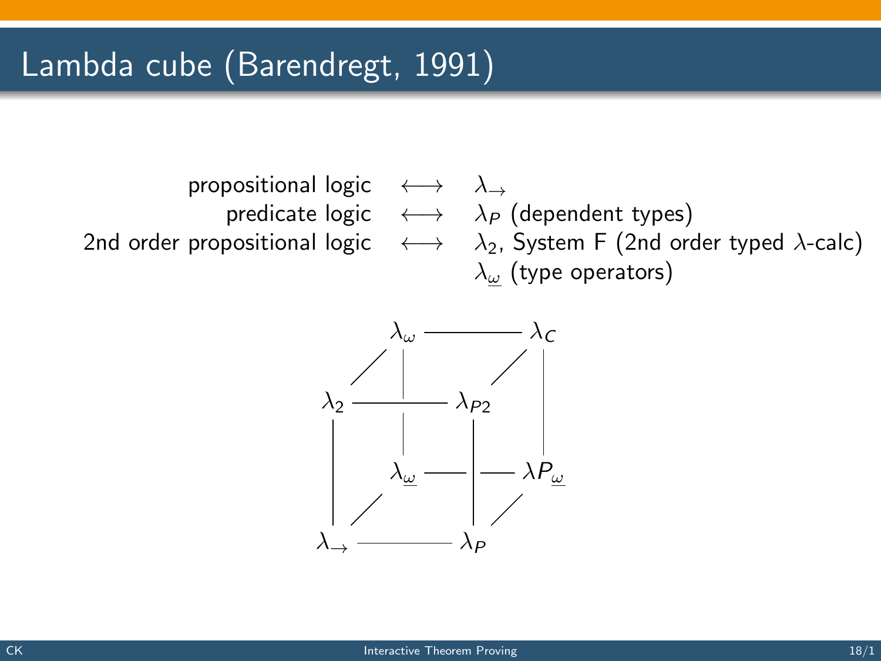# Lambda cube (Barendregt, 1991)

| | | |
|---|---|---|
| propositional logic | $\longleftrightarrow$ | $\lambda_{\rightarrow}$ |
| predicate logic | $\longleftrightarrow$ | $\lambda_P$ (dependent types) |
| 2nd order propositional logic | $\longleftrightarrow$ | $\lambda_2$, System F (2nd order typed $\lambda$-calc) |
| | | $\lambda_{\underline{\omega}}$ (type operators) |

$$
\begin{array}{ccccccc}
 & & \lambda_{\omega} & \text{---} & & \lambda_C & \\
 & / & | & & / & | & \\
\lambda_2 & \text{---} & | & \lambda_{P2} & & | & \\
| & & \lambda_{\underline{\omega}} & \text{---} & | & \lambda P_{\underline{\omega}} & \\
| & / & & & | & / & \\
\lambda_{\rightarrow} & \text{---} & & \lambda_P & & &
\end{array}
$$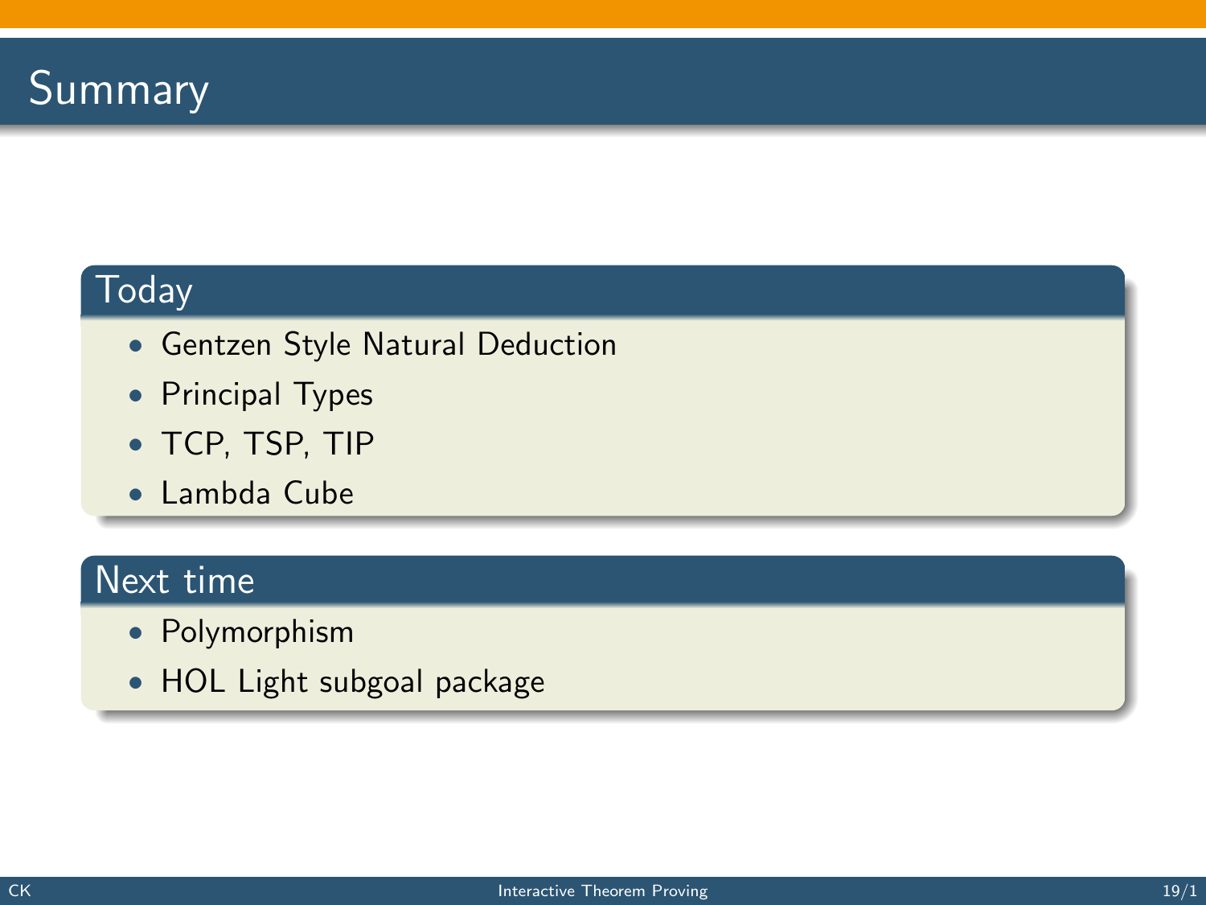# Summary

## Today

- Gentzen Style Natural Deduction
- Principal Types
- TCP, TSP, TIP
- Lambda Cube

## Next time

- Polymorphism
- HOL Light subgoal package